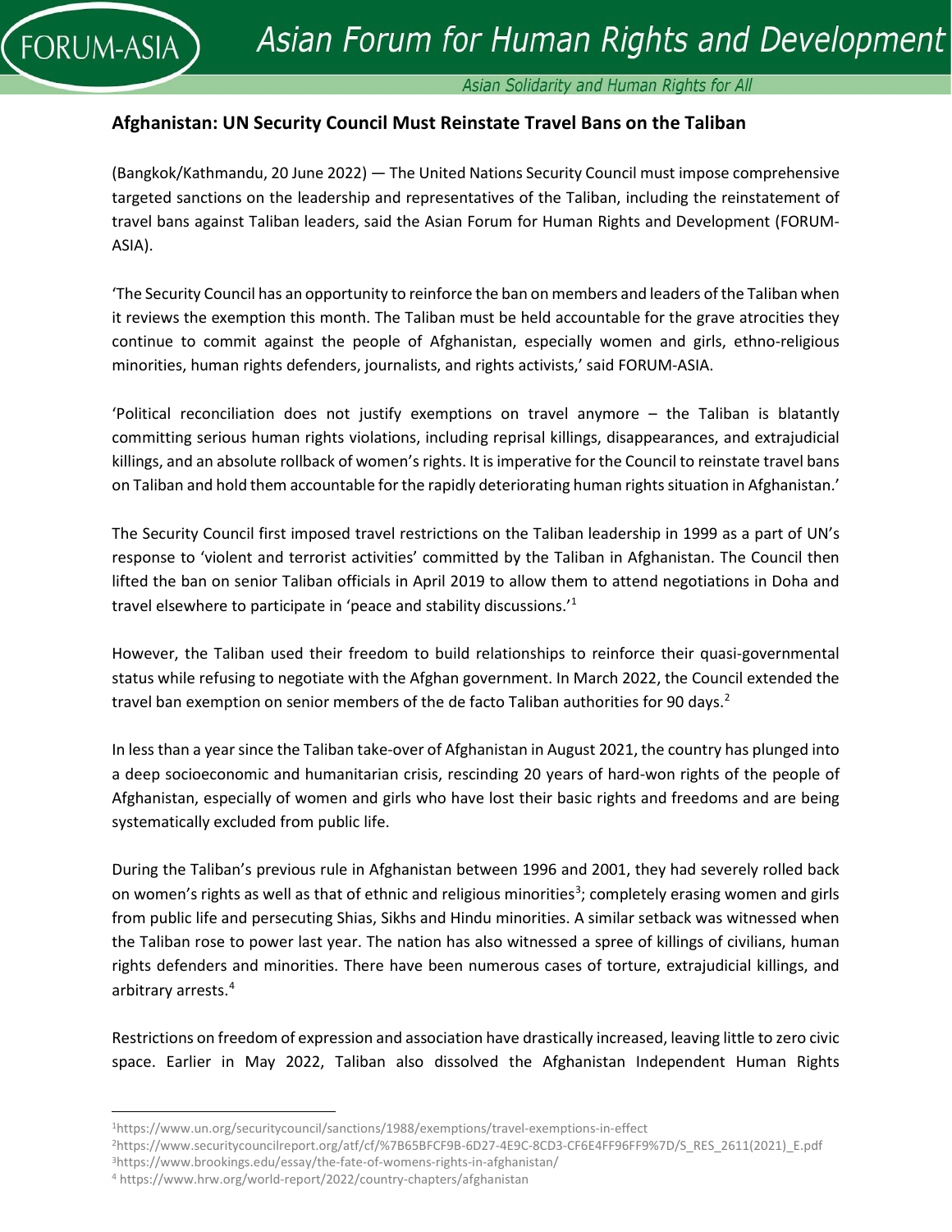# Afghanistan: UN Security Council Must Reinstate Travel Bans on the Taliban

(Bangkok/Kathmandu, 20 June 2022) — The United Nations Security Council must impose comprehensive targeted sanctions on the leadership and representatives of the Taliban, including the reinstatement of travel bans against Taliban leaders, said the Asian Forum for Human Rights and Development (FORUM-ASIA).

'The Security Council has an opportunity to reinforce the ban on members and leaders of the Taliban when it reviews the exemption this month. The Taliban must be held accountable for the grave atrocities they continue to commit against the people of Afghanistan, especially women and girls, ethno-religious minorities, human rights defenders, journalists, and rights activists,' said FORUM-ASIA.

'Political reconciliation does not justify exemptions on travel anymore – the Taliban is blatantly committing serious human rights violations, including reprisal killings, disappearances, and extrajudicial killings, and an absolute rollback of women's rights. It is imperative for the Council to reinstate travel bans on Taliban and hold them accountable for the rapidly deteriorating human rights situation in Afghanistan.'

The Security Council first imposed travel restrictions on the Taliban leadership in 1999 as a part of UN's response to 'violent and terrorist activities' committed by the Taliban in Afghanistan. The Council then lifted the ban on senior Taliban officials in April 2019 to allow them to attend negotiations in Doha and travel elsewhere to participate in 'peace and stability discussions.'[1]

However, the Taliban used their freedom to build relationships to reinforce their quasi-governmental status while refusing to negotiate with the Afghan government. In March 2022, the Council extended the travel ban exemption on senior members of the de facto Taliban authorities for 90 days.[2]

In less than a year since the Taliban take-over of Afghanistan in August 2021, the country has plunged into a deep socioeconomic and humanitarian crisis, rescinding 20 years of hard-won rights of the people of Afghanistan, especially of women and girls who have lost their basic rights and freedoms and are being systematically excluded from public life.

During the Taliban's previous rule in Afghanistan between 1996 and 2001, they had severely rolled back on women's rights as well as that of ethnic and religious minorities[3]; completely erasing women and girls from public life and persecuting Shias, Sikhs and Hindu minorities. A similar setback was witnessed when the Taliban rose to power last year. The nation has also witnessed a spree of killings of civilians, human rights defenders and minorities. There have been numerous cases of torture, extrajudicial killings, and arbitrary arrests.[4]

Restrictions on freedom of expression and association have drastically increased, leaving little to zero civic space. Earlier in May 2022, Taliban also dissolved the Afghanistan Independent Human Rights

---

[1] https://www.un.org/securitycouncil/sanctions/1988/exemptions/travel-exemptions-in-effect

[2] https://www.securitycouncilreport.org/atf/cf/%7B65BFCF9B-6D27-4E9C-8CD3-CF6E4FF96FF9%7D/S_RES_2611(2021)_E.pdf

[3] https://www.brookings.edu/essay/the-fate-of-womens-rights-in-afghanistan/

[4] https://www.hrw.org/world-report/2022/country-chapters/afghanistan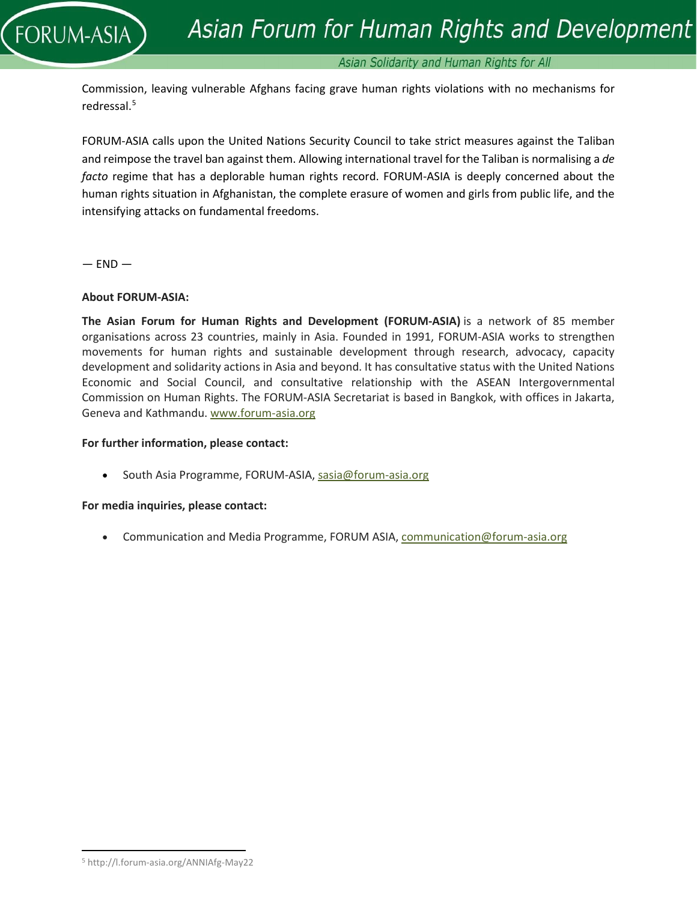Commission, leaving vulnerable Afghans facing grave human rights violations with no mechanisms for redressal.[5]

FORUM-ASIA calls upon the United Nations Security Council to take strict measures against the Taliban and reimpose the travel ban against them. Allowing international travel for the Taliban is normalising a *de facto* regime that has a deplorable human rights record. FORUM-ASIA is deeply concerned about the human rights situation in Afghanistan, the complete erasure of women and girls from public life, and the intensifying attacks on fundamental freedoms.

— END —

**About FORUM-ASIA:**

**The Asian Forum for Human Rights and Development (FORUM-ASIA)** is a network of 85 member organisations across 23 countries, mainly in Asia. Founded in 1991, FORUM-ASIA works to strengthen movements for human rights and sustainable development through research, advocacy, capacity development and solidarity actions in Asia and beyond. It has consultative status with the United Nations Economic and Social Council, and consultative relationship with the ASEAN Intergovernmental Commission on Human Rights. The FORUM-ASIA Secretariat is based in Bangkok, with offices in Jakarta, Geneva and Kathmandu. www.forum-asia.org

**For further information, please contact:**

- South Asia Programme, FORUM-ASIA, sasia@forum-asia.org

**For media inquiries, please contact:**

- Communication and Media Programme, FORUM ASIA, communication@forum-asia.org

[5] http://l.forum-asia.org/ANNIAfg-May22